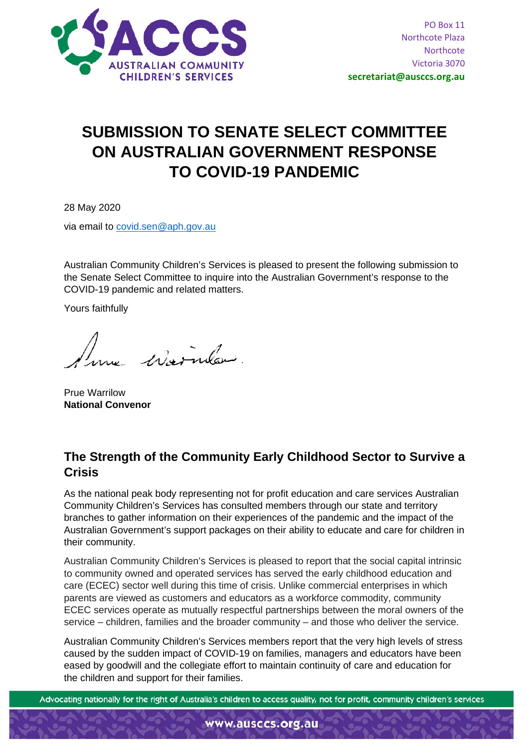PO Box 11
Northcote Plaza
Northcote
Victoria 3070
**secretariat@ausccs.org.au**

# SUBMISSION TO SENATE SELECT COMMITTEE ON AUSTRALIAN GOVERNMENT RESPONSE TO COVID-19 PANDEMIC

28 May 2020

via email to covid.sen@aph.gov.au

Australian Community Children's Services is pleased to present the following submission to the Senate Select Committee to inquire into the Australian Government's response to the COVID-19 pandemic and related matters.

Yours faithfully

Prue Warrilow
**National Convenor**

## The Strength of the Community Early Childhood Sector to Survive a Crisis

As the national peak body representing not for profit education and care services Australian Community Children's Services has consulted members through our state and territory branches to gather information on their experiences of the pandemic and the impact of the Australian Government's support packages on their ability to educate and care for children in their community.

Australian Community Children's Services is pleased to report that the social capital intrinsic to community owned and operated services has served the early childhood education and care (ECEC) sector well during this time of crisis. Unlike commercial enterprises in which parents are viewed as customers and educators as a workforce commodity, community ECEC services operate as mutually respectful partnerships between the moral owners of the service – children, families and the broader community – and those who deliver the service.

Australian Community Children's Services members report that the very high levels of stress caused by the sudden impact of COVID-19 on families, managers and educators have been eased by goodwill and the collegiate effort to maintain continuity of care and education for the children and support for their families.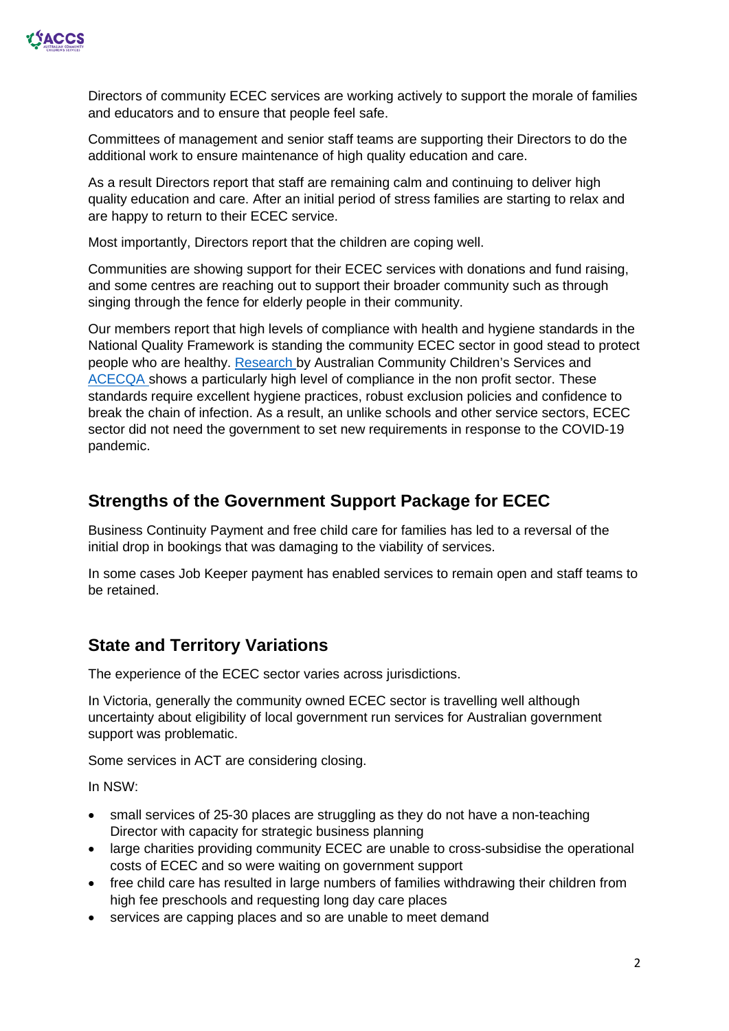Directors of community ECEC services are working actively to support the morale of families and educators and to ensure that people feel safe.

Committees of management and senior staff teams are supporting their Directors to do the additional work to ensure maintenance of high quality education and care.

As a result Directors report that staff are remaining calm and continuing to deliver high quality education and care. After an initial period of stress families are starting to relax and are happy to return to their ECEC service.

Most importantly, Directors report that the children are coping well.

Communities are showing support for their ECEC services with donations and fund raising, and some centres are reaching out to support their broader community such as through singing through the fence for elderly people in their community.

Our members report that high levels of compliance with health and hygiene standards in the National Quality Framework is standing the community ECEC sector in good stead to protect people who are healthy. Research by Australian Community Children's Services and ACECQA shows a particularly high level of compliance in the non profit sector. These standards require excellent hygiene practices, robust exclusion policies and confidence to break the chain of infection. As a result, an unlike schools and other service sectors, ECEC sector did not need the government to set new requirements in response to the COVID-19 pandemic.

## Strengths of the Government Support Package for ECEC

Business Continuity Payment and free child care for families has led to a reversal of the initial drop in bookings that was damaging to the viability of services.

In some cases Job Keeper payment has enabled services to remain open and staff teams to be retained.

## State and Territory Variations

The experience of the ECEC sector varies across jurisdictions.

In Victoria, generally the community owned ECEC sector is travelling well although uncertainty about eligibility of local government run services for Australian government support was problematic.

Some services in ACT are considering closing.

In NSW:

- small services of 25-30 places are struggling as they do not have a non-teaching Director with capacity for strategic business planning
- large charities providing community ECEC are unable to cross-subsidise the operational costs of ECEC and so were waiting on government support
- free child care has resulted in large numbers of families withdrawing their children from high fee preschools and requesting long day care places
- services are capping places and so are unable to meet demand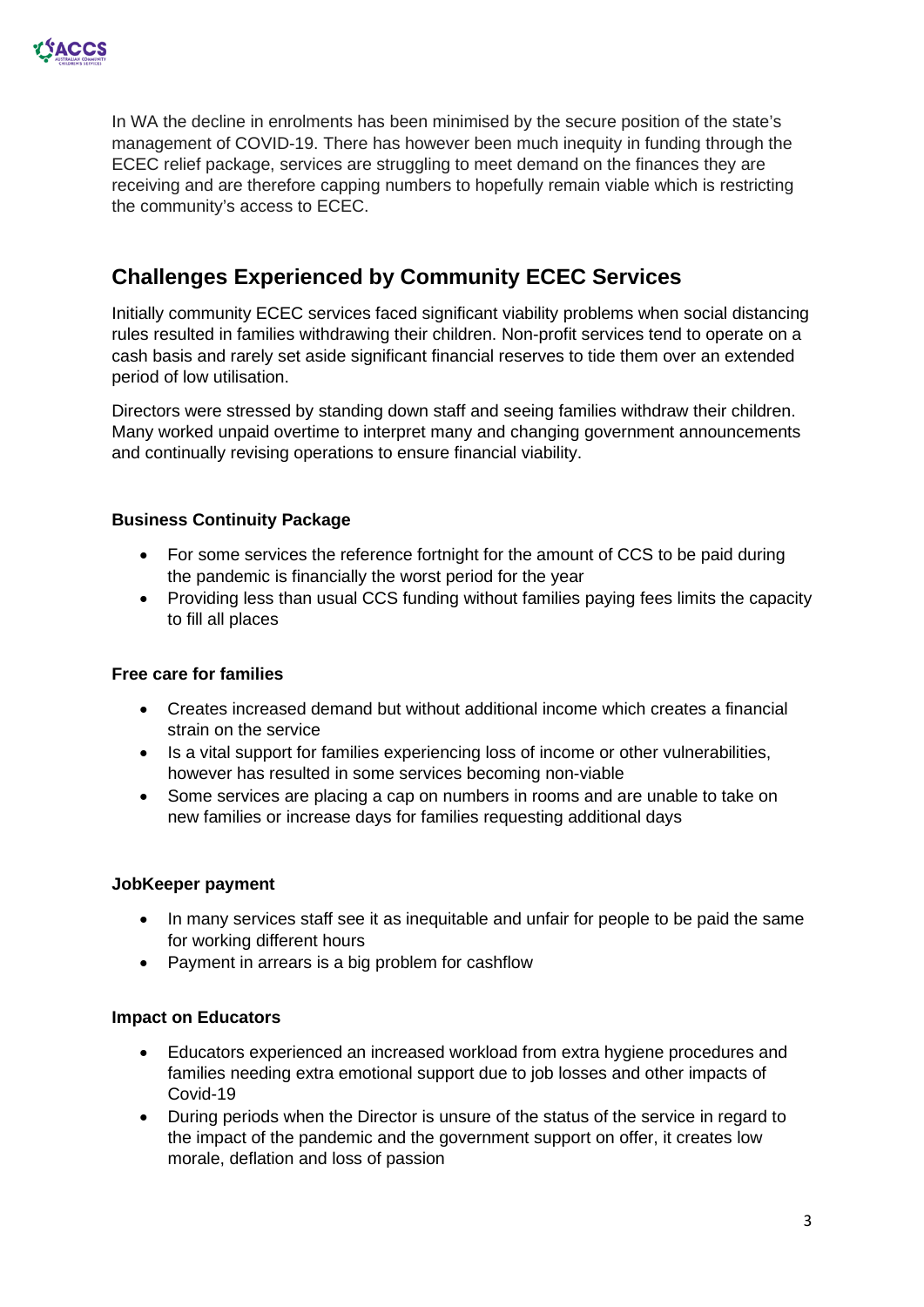In WA the decline in enrolments has been minimised by the secure position of the state's management of COVID-19. There has however been much inequity in funding through the ECEC relief package, services are struggling to meet demand on the finances they are receiving and are therefore capping numbers to hopefully remain viable which is restricting the community's access to ECEC.

## Challenges Experienced by Community ECEC Services

Initially community ECEC services faced significant viability problems when social distancing rules resulted in families withdrawing their children. Non-profit services tend to operate on a cash basis and rarely set aside significant financial reserves to tide them over an extended period of low utilisation.

Directors were stressed by standing down staff and seeing families withdraw their children. Many worked unpaid overtime to interpret many and changing government announcements and continually revising operations to ensure financial viability.

**Business Continuity Package**

- For some services the reference fortnight for the amount of CCS to be paid during the pandemic is financially the worst period for the year
- Providing less than usual CCS funding without families paying fees limits the capacity to fill all places

**Free care for families**

- Creates increased demand but without additional income which creates a financial strain on the service
- Is a vital support for families experiencing loss of income or other vulnerabilities, however has resulted in some services becoming non-viable
- Some services are placing a cap on numbers in rooms and are unable to take on new families or increase days for families requesting additional days

**JobKeeper payment**

- In many services staff see it as inequitable and unfair for people to be paid the same for working different hours
- Payment in arrears is a big problem for cashflow

**Impact on Educators**

- Educators experienced an increased workload from extra hygiene procedures and families needing extra emotional support due to job losses and other impacts of Covid-19
- During periods when the Director is unsure of the status of the service in regard to the impact of the pandemic and the government support on offer, it creates low morale, deflation and loss of passion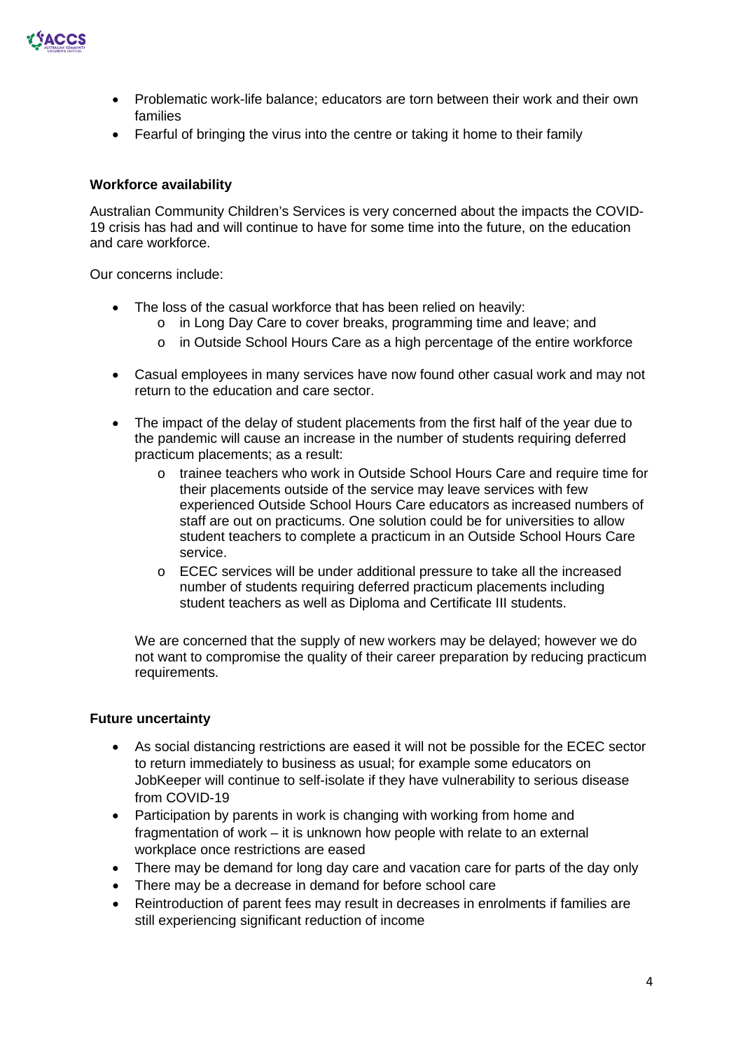- Problematic work-life balance; educators are torn between their work and their own families
- Fearful of bringing the virus into the centre or taking it home to their family

**Workforce availability**

Australian Community Children's Services is very concerned about the impacts the COVID-19 crisis has had and will continue to have for some time into the future, on the education and care workforce.

Our concerns include:

- The loss of the casual workforce that has been relied on heavily:
    - in Long Day Care to cover breaks, programming time and leave; and
    - in Outside School Hours Care as a high percentage of the entire workforce

- Casual employees in many services have now found other casual work and may not return to the education and care sector.

- The impact of the delay of student placements from the first half of the year due to the pandemic will cause an increase in the number of students requiring deferred practicum placements; as a result:
    - trainee teachers who work in Outside School Hours Care and require time for their placements outside of the service may leave services with few experienced Outside School Hours Care educators as increased numbers of staff are out on practicums. One solution could be for universities to allow student teachers to complete a practicum in an Outside School Hours Care service.
    - ECEC services will be under additional pressure to take all the increased number of students requiring deferred practicum placements including student teachers as well as Diploma and Certificate III students.

  We are concerned that the supply of new workers may be delayed; however we do not want to compromise the quality of their career preparation by reducing practicum requirements.

**Future uncertainty**

- As social distancing restrictions are eased it will not be possible for the ECEC sector to return immediately to business as usual; for example some educators on JobKeeper will continue to self-isolate if they have vulnerability to serious disease from COVID-19
- Participation by parents in work is changing with working from home and fragmentation of work – it is unknown how people with relate to an external workplace once restrictions are eased
- There may be demand for long day care and vacation care for parts of the day only
- There may be a decrease in demand for before school care
- Reintroduction of parent fees may result in decreases in enrolments if families are still experiencing significant reduction of income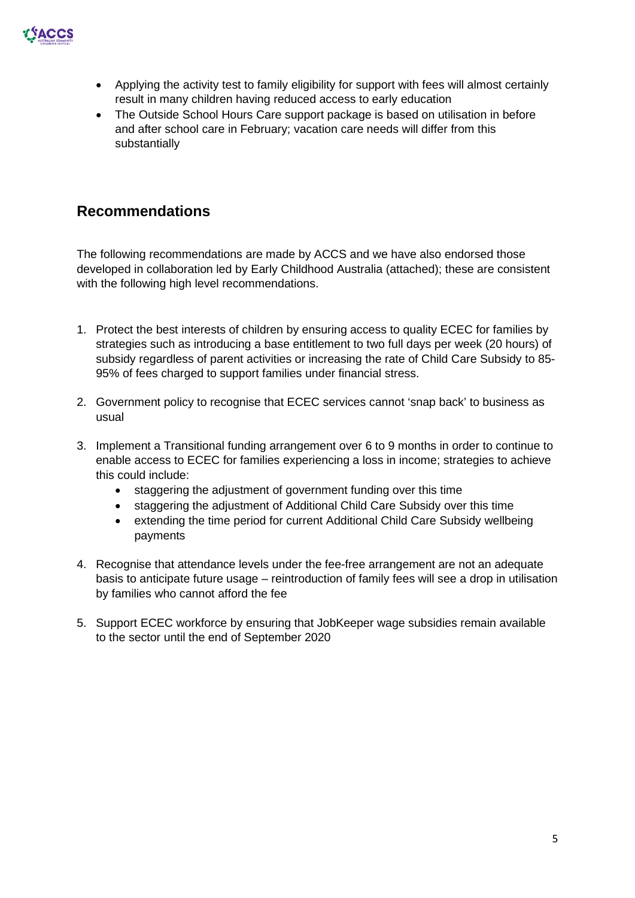- Applying the activity test to family eligibility for support with fees will almost certainly result in many children having reduced access to early education
- The Outside School Hours Care support package is based on utilisation in before and after school care in February; vacation care needs will differ from this substantially

## Recommendations

The following recommendations are made by ACCS and we have also endorsed those developed in collaboration led by Early Childhood Australia (attached); these are consistent with the following high level recommendations.

1. Protect the best interests of children by ensuring access to quality ECEC for families by strategies such as introducing a base entitlement to two full days per week (20 hours) of subsidy regardless of parent activities or increasing the rate of Child Care Subsidy to 85-95% of fees charged to support families under financial stress.

2. Government policy to recognise that ECEC services cannot 'snap back' to business as usual

3. Implement a Transitional funding arrangement over 6 to 9 months in order to continue to enable access to ECEC for families experiencing a loss in income; strategies to achieve this could include:
    - staggering the adjustment of government funding over this time
    - staggering the adjustment of Additional Child Care Subsidy over this time
    - extending the time period for current Additional Child Care Subsidy wellbeing payments

4. Recognise that attendance levels under the fee-free arrangement are not an adequate basis to anticipate future usage – reintroduction of family fees will see a drop in utilisation by families who cannot afford the fee

5. Support ECEC workforce by ensuring that JobKeeper wage subsidies remain available to the sector until the end of September 2020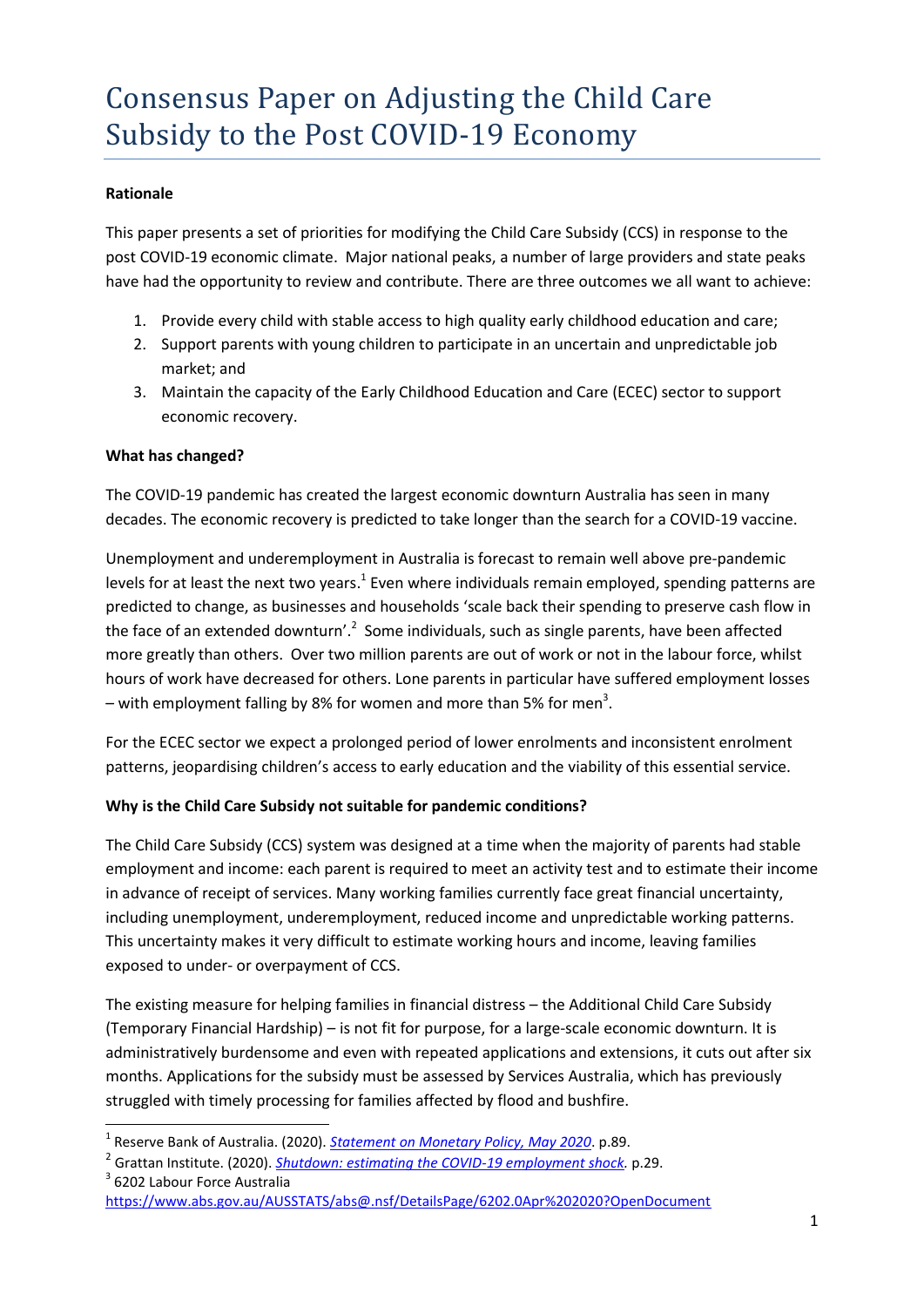# Consensus Paper on Adjusting the Child Care Subsidy to the Post COVID-19 Economy

**Rationale**

This paper presents a set of priorities for modifying the Child Care Subsidy (CCS) in response to the post COVID-19 economic climate. Major national peaks, a number of large providers and state peaks have had the opportunity to review and contribute. There are three outcomes we all want to achieve:

1. Provide every child with stable access to high quality early childhood education and care;
2. Support parents with young children to participate in an uncertain and unpredictable job market; and
3. Maintain the capacity of the Early Childhood Education and Care (ECEC) sector to support economic recovery.

**What has changed?**

The COVID-19 pandemic has created the largest economic downturn Australia has seen in many decades. The economic recovery is predicted to take longer than the search for a COVID-19 vaccine.

Unemployment and underemployment in Australia is forecast to remain well above pre-pandemic levels for at least the next two years.[1] Even where individuals remain employed, spending patterns are predicted to change, as businesses and households 'scale back their spending to preserve cash flow in the face of an extended downturn'.[2] Some individuals, such as single parents, have been affected more greatly than others. Over two million parents are out of work or not in the labour force, whilst hours of work have decreased for others. Lone parents in particular have suffered employment losses – with employment falling by 8% for women and more than 5% for men[3].

For the ECEC sector we expect a prolonged period of lower enrolments and inconsistent enrolment patterns, jeopardising children's access to early education and the viability of this essential service.

**Why is the Child Care Subsidy not suitable for pandemic conditions?**

The Child Care Subsidy (CCS) system was designed at a time when the majority of parents had stable employment and income: each parent is required to meet an activity test and to estimate their income in advance of receipt of services. Many working families currently face great financial uncertainty, including unemployment, underemployment, reduced income and unpredictable working patterns. This uncertainty makes it very difficult to estimate working hours and income, leaving families exposed to under- or overpayment of CCS.

The existing measure for helping families in financial distress – the Additional Child Care Subsidy (Temporary Financial Hardship) – is not fit for purpose, for a large-scale economic downturn. It is administratively burdensome and even with repeated applications and extensions, it cuts out after six months. Applications for the subsidy must be assessed by Services Australia, which has previously struggled with timely processing for families affected by flood and bushfire.

---

[1] Reserve Bank of Australia. (2020). *Statement on Monetary Policy, May 2020*. p.89.

[2] Grattan Institute. (2020). *Shutdown: estimating the COVID-19 employment shock.* p.29.

[3] 6202 Labour Force Australia https://www.abs.gov.au/AUSSTATS/abs@.nsf/DetailsPage/6202.0Apr%202020?OpenDocument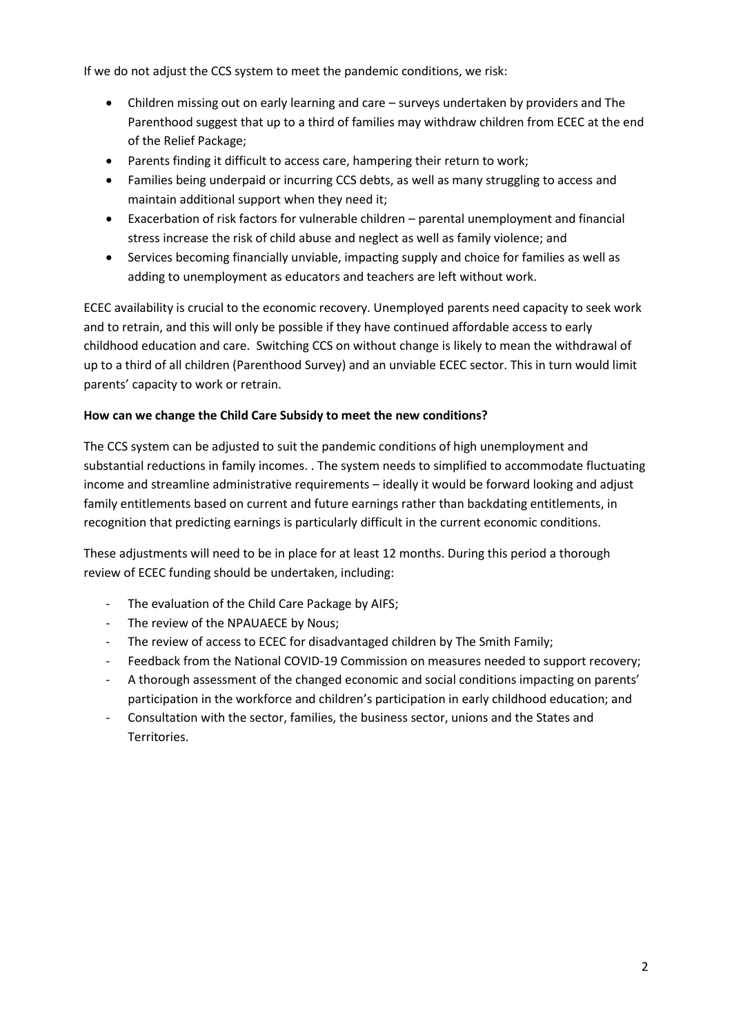If we do not adjust the CCS system to meet the pandemic conditions, we risk:

- Children missing out on early learning and care – surveys undertaken by providers and The Parenthood suggest that up to a third of families may withdraw children from ECEC at the end of the Relief Package;
- Parents finding it difficult to access care, hampering their return to work;
- Families being underpaid or incurring CCS debts, as well as many struggling to access and maintain additional support when they need it;
- Exacerbation of risk factors for vulnerable children – parental unemployment and financial stress increase the risk of child abuse and neglect as well as family violence; and
- Services becoming financially unviable, impacting supply and choice for families as well as adding to unemployment as educators and teachers are left without work.

ECEC availability is crucial to the economic recovery. Unemployed parents need capacity to seek work and to retrain, and this will only be possible if they have continued affordable access to early childhood education and care. Switching CCS on without change is likely to mean the withdrawal of up to a third of all children (Parenthood Survey) and an unviable ECEC sector. This in turn would limit parents' capacity to work or retrain.

**How can we change the Child Care Subsidy to meet the new conditions?**

The CCS system can be adjusted to suit the pandemic conditions of high unemployment and substantial reductions in family incomes. . The system needs to simplified to accommodate fluctuating income and streamline administrative requirements – ideally it would be forward looking and adjust family entitlements based on current and future earnings rather than backdating entitlements, in recognition that predicting earnings is particularly difficult in the current economic conditions.

These adjustments will need to be in place for at least 12 months. During this period a thorough review of ECEC funding should be undertaken, including:

- The evaluation of the Child Care Package by AIFS;
- The review of the NPAUAECE by Nous;
- The review of access to ECEC for disadvantaged children by The Smith Family;
- Feedback from the National COVID-19 Commission on measures needed to support recovery;
- A thorough assessment of the changed economic and social conditions impacting on parents' participation in the workforce and children's participation in early childhood education; and
- Consultation with the sector, families, the business sector, unions and the States and Territories.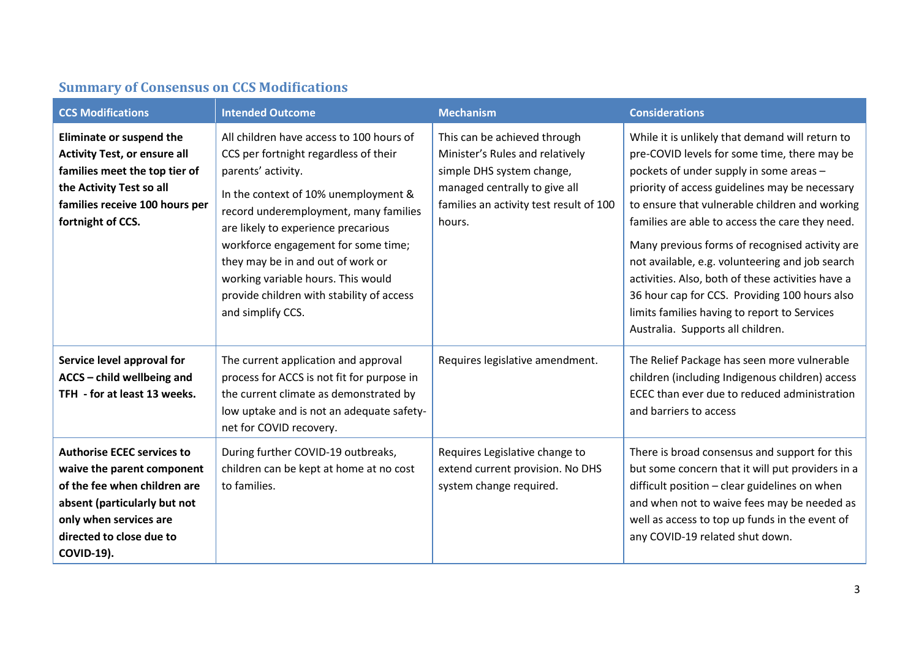## Summary of Consensus on CCS Modifications

| CCS Modifications | Intended Outcome | Mechanism | Considerations |
|---|---|---|---|
| **Eliminate or suspend the Activity Test, or ensure all families meet the top tier of the Activity Test so all families receive 100 hours per fortnight of CCS.** | All children have access to 100 hours of CCS per fortnight regardless of their parents' activity.<br><br>In the context of 10% unemployment & record underemployment, many families are likely to experience precarious workforce engagement for some time; they may be in and out of work or working variable hours. This would provide children with stability of access and simplify CCS. | This can be achieved through Minister's Rules and relatively simple DHS system change, managed centrally to give all families an activity test result of 100 hours. | While it is unlikely that demand will return to pre-COVID levels for some time, there may be pockets of under supply in some areas – priority of access guidelines may be necessary to ensure that vulnerable children and working families are able to access the care they need.<br><br>Many previous forms of recognised activity are not available, e.g. volunteering and job search activities. Also, both of these activities have a 36 hour cap for CCS. Providing 100 hours also limits families having to report to Services Australia. Supports all children. |
| **Service level approval for ACCS – child wellbeing and TFH - for at least 13 weeks.** | The current application and approval process for ACCS is not fit for purpose in the current climate as demonstrated by low uptake and is not an adequate safety-net for COVID recovery. | Requires legislative amendment. | The Relief Package has seen more vulnerable children (including Indigenous children) access ECEC than ever due to reduced administration and barriers to access |
| **Authorise ECEC services to waive the parent component of the fee when children are absent (particularly but not only when services are directed to close due to COVID-19).** | During further COVID-19 outbreaks, children can be kept at home at no cost to families. | Requires Legislative change to extend current provision. No DHS system change required. | There is broad consensus and support for this but some concern that it will put providers in a difficult position – clear guidelines on when and when not to waive fees may be needed as well as access to top up funds in the event of any COVID-19 related shut down. |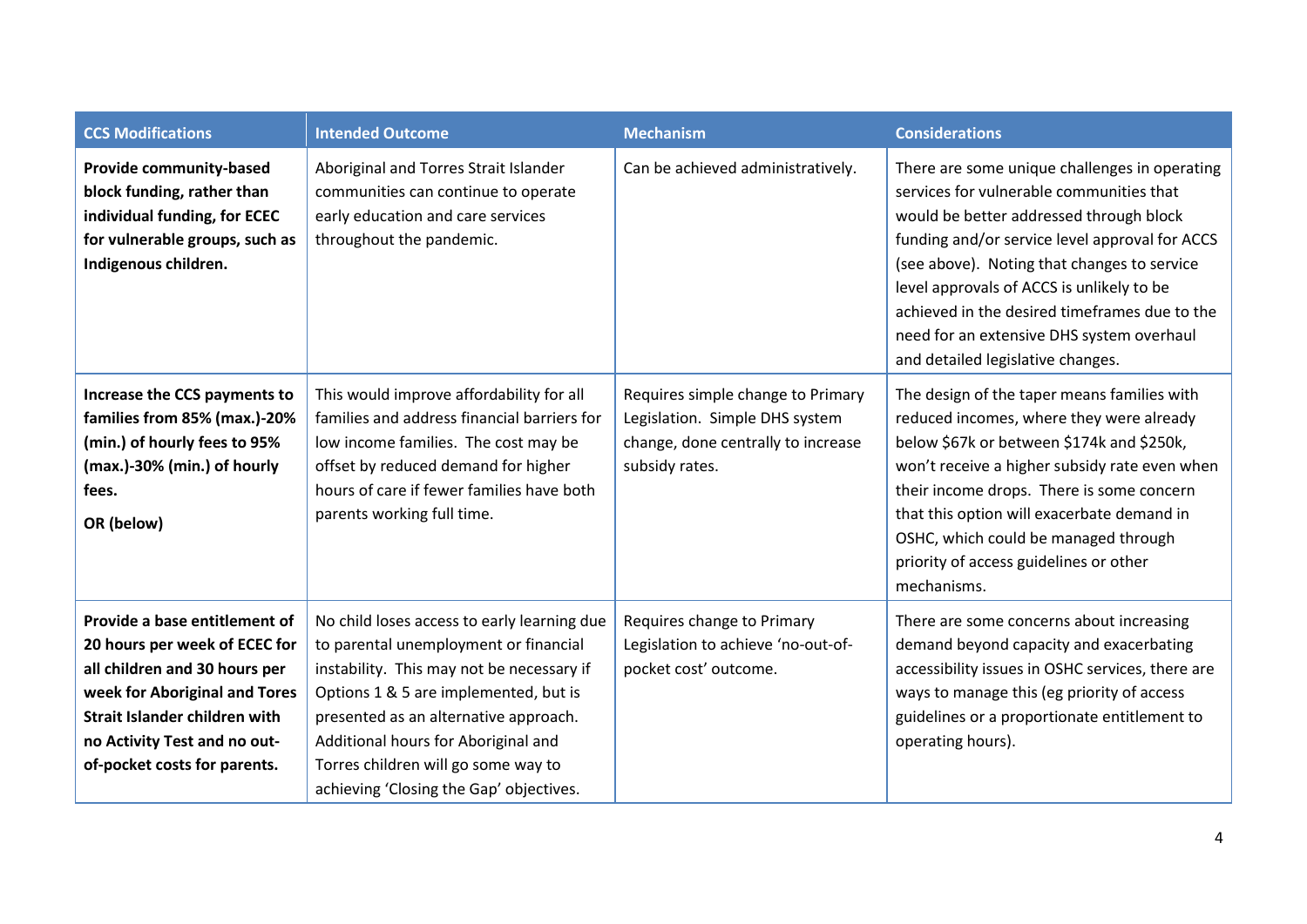| CCS Modifications | Intended Outcome | Mechanism | Considerations |
|---|---|---|---|
| **Provide community-based block funding, rather than individual funding, for ECEC for vulnerable groups, such as Indigenous children.** | Aboriginal and Torres Strait Islander communities can continue to operate early education and care services throughout the pandemic. | Can be achieved administratively. | There are some unique challenges in operating services for vulnerable communities that would be better addressed through block funding and/or service level approval for ACCS (see above). Noting that changes to service level approvals of ACCS is unlikely to be achieved in the desired timeframes due to the need for an extensive DHS system overhaul and detailed legislative changes. |
| **Increase the CCS payments to families from 85% (max.)-20% (min.) of hourly fees to 95% (max.)-30% (min.) of hourly fees.**<br><br>**OR (below)** | This would improve affordability for all families and address financial barriers for low income families. The cost may be offset by reduced demand for higher hours of care if fewer families have both parents working full time. | Requires simple change to Primary Legislation. Simple DHS system change, done centrally to increase subsidy rates. | The design of the taper means families with reduced incomes, where they were already below $67k or between $174k and $250k, won't receive a higher subsidy rate even when their income drops. There is some concern that this option will exacerbate demand in OSHC, which could be managed through priority of access guidelines or other mechanisms. |
| **Provide a base entitlement of 20 hours per week of ECEC for all children and 30 hours per week for Aboriginal and Tores Strait Islander children with no Activity Test and no out-of-pocket costs for parents.** | No child loses access to early learning due to parental unemployment or financial instability. This may not be necessary if Options 1 & 5 are implemented, but is presented as an alternative approach. Additional hours for Aboriginal and Torres children will go some way to achieving 'Closing the Gap' objectives. | Requires change to Primary Legislation to achieve 'no-out-of-pocket cost' outcome. | There are some concerns about increasing demand beyond capacity and exacerbating accessibility issues in OSHC services, there are ways to manage this (eg priority of access guidelines or a proportionate entitlement to operating hours). |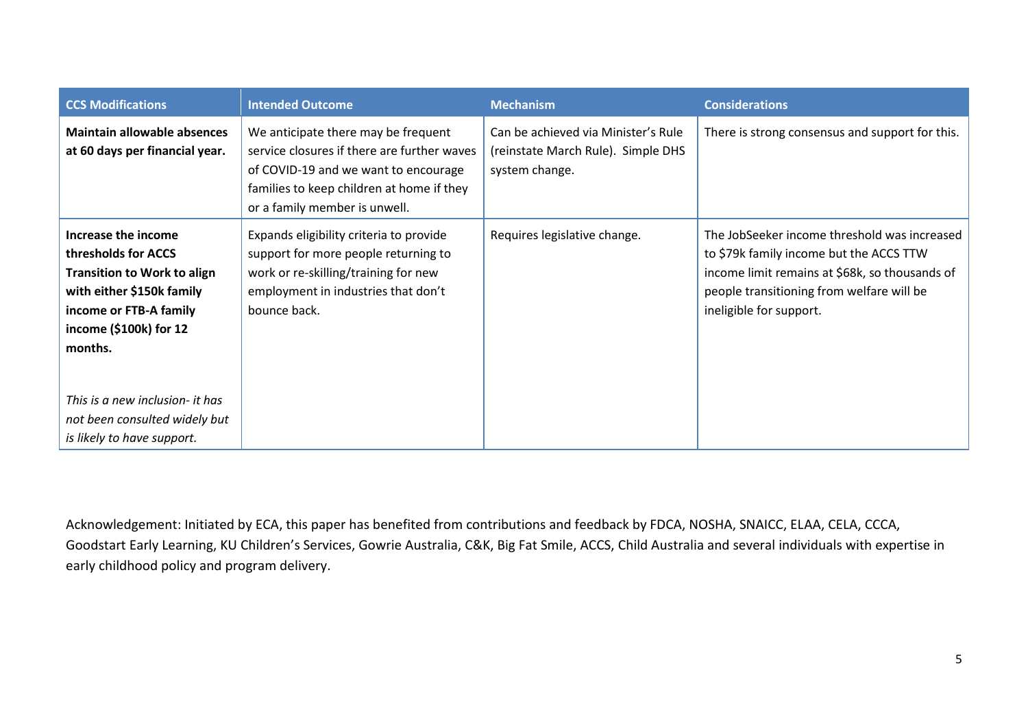| CCS Modifications | Intended Outcome | Mechanism | Considerations |
|---|---|---|---|
| **Maintain allowable absences at 60 days per financial year.** | We anticipate there may be frequent service closures if there are further waves of COVID-19 and we want to encourage families to keep children at home if they or a family member is unwell. | Can be achieved via Minister's Rule (reinstate March Rule). Simple DHS system change. | There is strong consensus and support for this. |
| **Increase the income thresholds for ACCS Transition to Work to align with either $150k family income or FTB-A family income ($100k) for 12 months.**<br><br>*This is a new inclusion- it has not been consulted widely but is likely to have support.* | Expands eligibility criteria to provide support for more people returning to work or re-skilling/training for new employment in industries that don't bounce back. | Requires legislative change. | The JobSeeker income threshold was increased to $79k family income but the ACCS TTW income limit remains at $68k, so thousands of people transitioning from welfare will be ineligible for support. |

Acknowledgement: Initiated by ECA, this paper has benefited from contributions and feedback by FDCA, NOSHA, SNAICC, ELAA, CELA, CCCA, Goodstart Early Learning, KU Children's Services, Gowrie Australia, C&K, Big Fat Smile, ACCS, Child Australia and several individuals with expertise in early childhood policy and program delivery.